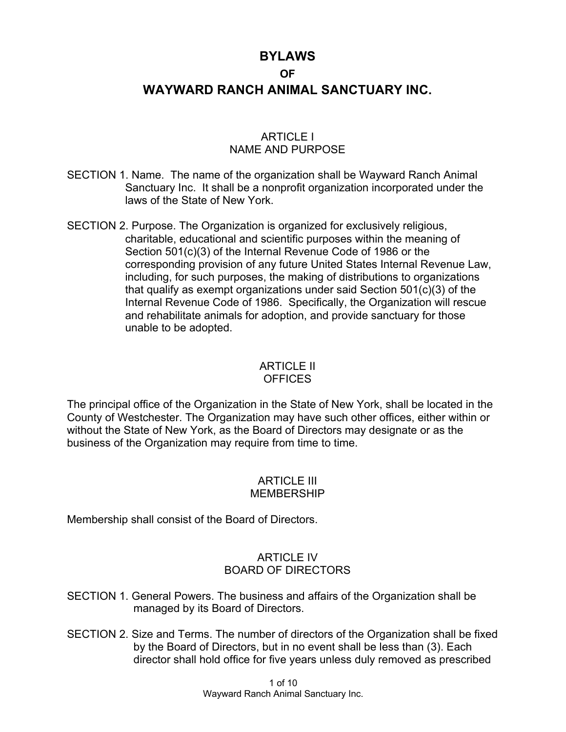# BYLAWS

**OF**

# WAYWARD RANCH ANIMAL SANCTUARY INC.

## ARTICLE I
## NAME AND PURPOSE

SECTION 1. Name. The name of the organization shall be Wayward Ranch Animal Sanctuary Inc. It shall be a nonprofit organization incorporated under the laws of the State of New York.

SECTION 2. Purpose. The Organization is organized for exclusively religious, charitable, educational and scientific purposes within the meaning of Section 501(c)(3) of the Internal Revenue Code of 1986 or the corresponding provision of any future United States Internal Revenue Law, including, for such purposes, the making of distributions to organizations that qualify as exempt organizations under said Section 501(c)(3) of the Internal Revenue Code of 1986. Specifically, the Organization will rescue and rehabilitate animals for adoption, and provide sanctuary for those unable to be adopted.

## ARTICLE II
## OFFICES

The principal office of the Organization in the State of New York, shall be located in the County of Westchester. The Organization may have such other offices, either within or without the State of New York, as the Board of Directors may designate or as the business of the Organization may require from time to time.

## ARTICLE III
## MEMBERSHIP

Membership shall consist of the Board of Directors.

## ARTICLE IV
## BOARD OF DIRECTORS

SECTION 1. General Powers. The business and affairs of the Organization shall be managed by its Board of Directors.

SECTION 2. Size and Terms. The number of directors of the Organization shall be fixed by the Board of Directors, but in no event shall be less than (3). Each director shall hold office for five years unless duly removed as prescribed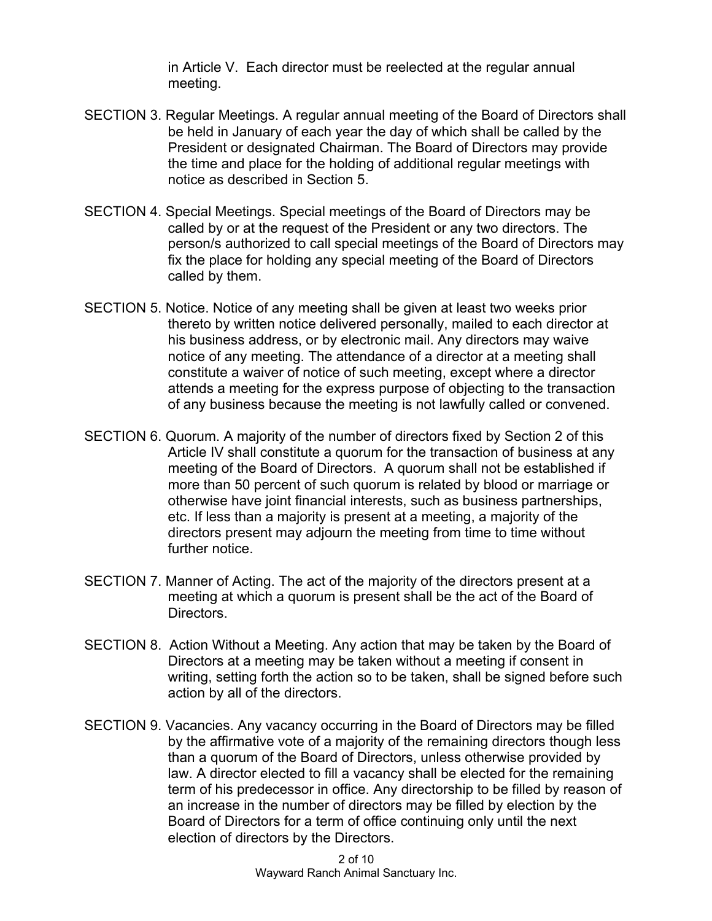in Article V. Each director must be reelected at the regular annual meeting.

SECTION 3. Regular Meetings. A regular annual meeting of the Board of Directors shall be held in January of each year the day of which shall be called by the President or designated Chairman. The Board of Directors may provide the time and place for the holding of additional regular meetings with notice as described in Section 5.

SECTION 4. Special Meetings. Special meetings of the Board of Directors may be called by or at the request of the President or any two directors. The person/s authorized to call special meetings of the Board of Directors may fix the place for holding any special meeting of the Board of Directors called by them.

SECTION 5. Notice. Notice of any meeting shall be given at least two weeks prior thereto by written notice delivered personally, mailed to each director at his business address, or by electronic mail. Any directors may waive notice of any meeting. The attendance of a director at a meeting shall constitute a waiver of notice of such meeting, except where a director attends a meeting for the express purpose of objecting to the transaction of any business because the meeting is not lawfully called or convened.

SECTION 6. Quorum. A majority of the number of directors fixed by Section 2 of this Article IV shall constitute a quorum for the transaction of business at any meeting of the Board of Directors. A quorum shall not be established if more than 50 percent of such quorum is related by blood or marriage or otherwise have joint financial interests, such as business partnerships, etc. If less than a majority is present at a meeting, a majority of the directors present may adjourn the meeting from time to time without further notice.

SECTION 7. Manner of Acting. The act of the majority of the directors present at a meeting at which a quorum is present shall be the act of the Board of Directors.

SECTION 8. Action Without a Meeting. Any action that may be taken by the Board of Directors at a meeting may be taken without a meeting if consent in writing, setting forth the action so to be taken, shall be signed before such action by all of the directors.

SECTION 9. Vacancies. Any vacancy occurring in the Board of Directors may be filled by the affirmative vote of a majority of the remaining directors though less than a quorum of the Board of Directors, unless otherwise provided by law. A director elected to fill a vacancy shall be elected for the remaining term of his predecessor in office. Any directorship to be filled by reason of an increase in the number of directors may be filled by election by the Board of Directors for a term of office continuing only until the next election of directors by the Directors.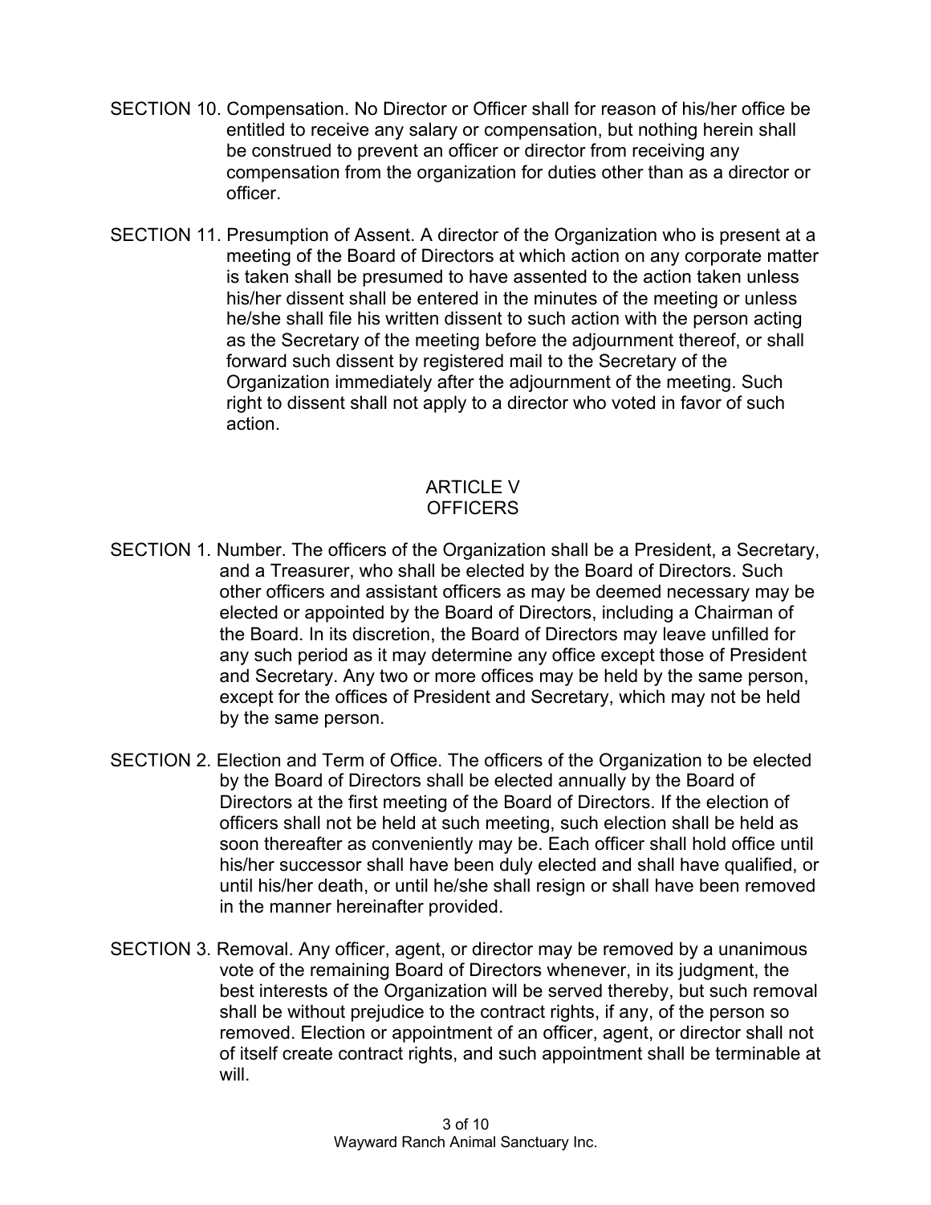SECTION 10. Compensation. No Director or Officer shall for reason of his/her office be entitled to receive any salary or compensation, but nothing herein shall be construed to prevent an officer or director from receiving any compensation from the organization for duties other than as a director or officer.

SECTION 11. Presumption of Assent. A director of the Organization who is present at a meeting of the Board of Directors at which action on any corporate matter is taken shall be presumed to have assented to the action taken unless his/her dissent shall be entered in the minutes of the meeting or unless he/she shall file his written dissent to such action with the person acting as the Secretary of the meeting before the adjournment thereof, or shall forward such dissent by registered mail to the Secretary of the Organization immediately after the adjournment of the meeting. Such right to dissent shall not apply to a director who voted in favor of such action.

## ARTICLE V
## OFFICERS

SECTION 1. Number. The officers of the Organization shall be a President, a Secretary, and a Treasurer, who shall be elected by the Board of Directors. Such other officers and assistant officers as may be deemed necessary may be elected or appointed by the Board of Directors, including a Chairman of the Board. In its discretion, the Board of Directors may leave unfilled for any such period as it may determine any office except those of President and Secretary. Any two or more offices may be held by the same person, except for the offices of President and Secretary, which may not be held by the same person.

SECTION 2. Election and Term of Office. The officers of the Organization to be elected by the Board of Directors shall be elected annually by the Board of Directors at the first meeting of the Board of Directors. If the election of officers shall not be held at such meeting, such election shall be held as soon thereafter as conveniently may be. Each officer shall hold office until his/her successor shall have been duly elected and shall have qualified, or until his/her death, or until he/she shall resign or shall have been removed in the manner hereinafter provided.

SECTION 3. Removal. Any officer, agent, or director may be removed by a unanimous vote of the remaining Board of Directors whenever, in its judgment, the best interests of the Organization will be served thereby, but such removal shall be without prejudice to the contract rights, if any, of the person so removed. Election or appointment of an officer, agent, or director shall not of itself create contract rights, and such appointment shall be terminable at will.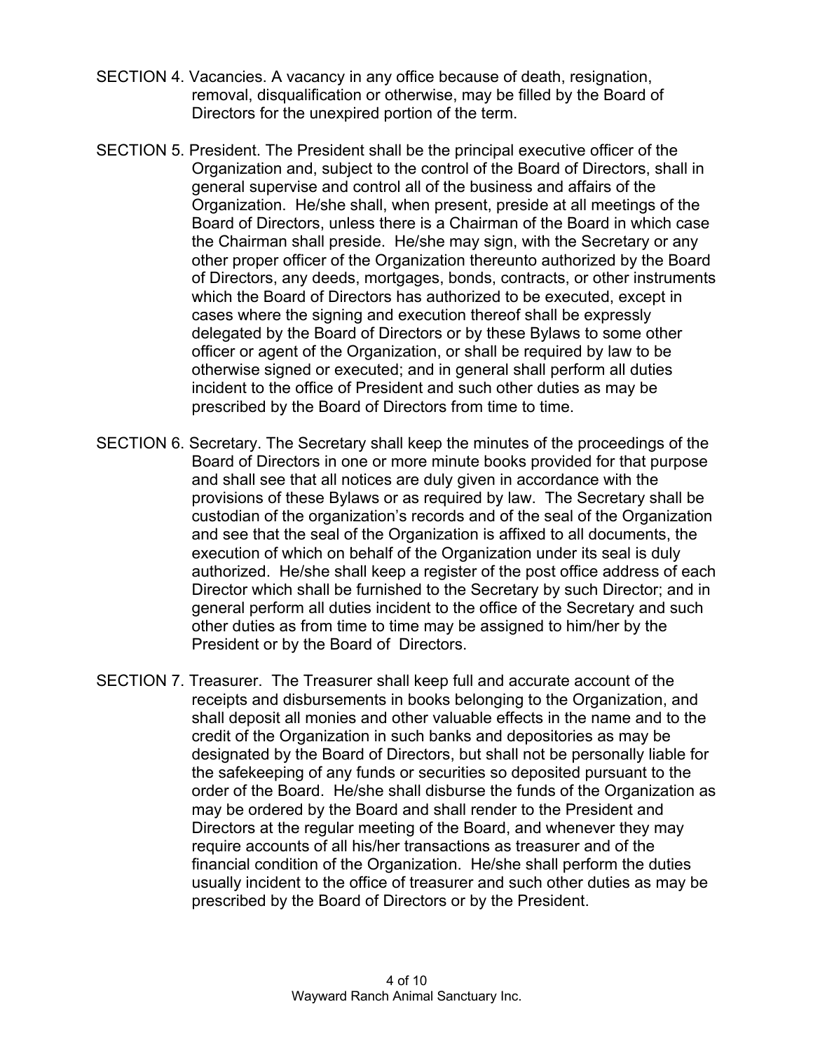SECTION 4. Vacancies. A vacancy in any office because of death, resignation, removal, disqualification or otherwise, may be filled by the Board of Directors for the unexpired portion of the term.

SECTION 5. President. The President shall be the principal executive officer of the Organization and, subject to the control of the Board of Directors, shall in general supervise and control all of the business and affairs of the Organization. He/she shall, when present, preside at all meetings of the Board of Directors, unless there is a Chairman of the Board in which case the Chairman shall preside. He/she may sign, with the Secretary or any other proper officer of the Organization thereunto authorized by the Board of Directors, any deeds, mortgages, bonds, contracts, or other instruments which the Board of Directors has authorized to be executed, except in cases where the signing and execution thereof shall be expressly delegated by the Board of Directors or by these Bylaws to some other officer or agent of the Organization, or shall be required by law to be otherwise signed or executed; and in general shall perform all duties incident to the office of President and such other duties as may be prescribed by the Board of Directors from time to time.

SECTION 6. Secretary. The Secretary shall keep the minutes of the proceedings of the Board of Directors in one or more minute books provided for that purpose and shall see that all notices are duly given in accordance with the provisions of these Bylaws or as required by law. The Secretary shall be custodian of the organization's records and of the seal of the Organization and see that the seal of the Organization is affixed to all documents, the execution of which on behalf of the Organization under its seal is duly authorized. He/she shall keep a register of the post office address of each Director which shall be furnished to the Secretary by such Director; and in general perform all duties incident to the office of the Secretary and such other duties as from time to time may be assigned to him/her by the President or by the Board of Directors.

SECTION 7. Treasurer. The Treasurer shall keep full and accurate account of the receipts and disbursements in books belonging to the Organization, and shall deposit all monies and other valuable effects in the name and to the credit of the Organization in such banks and depositories as may be designated by the Board of Directors, but shall not be personally liable for the safekeeping of any funds or securities so deposited pursuant to the order of the Board. He/she shall disburse the funds of the Organization as may be ordered by the Board and shall render to the President and Directors at the regular meeting of the Board, and whenever they may require accounts of all his/her transactions as treasurer and of the financial condition of the Organization. He/she shall perform the duties usually incident to the office of treasurer and such other duties as may be prescribed by the Board of Directors or by the President.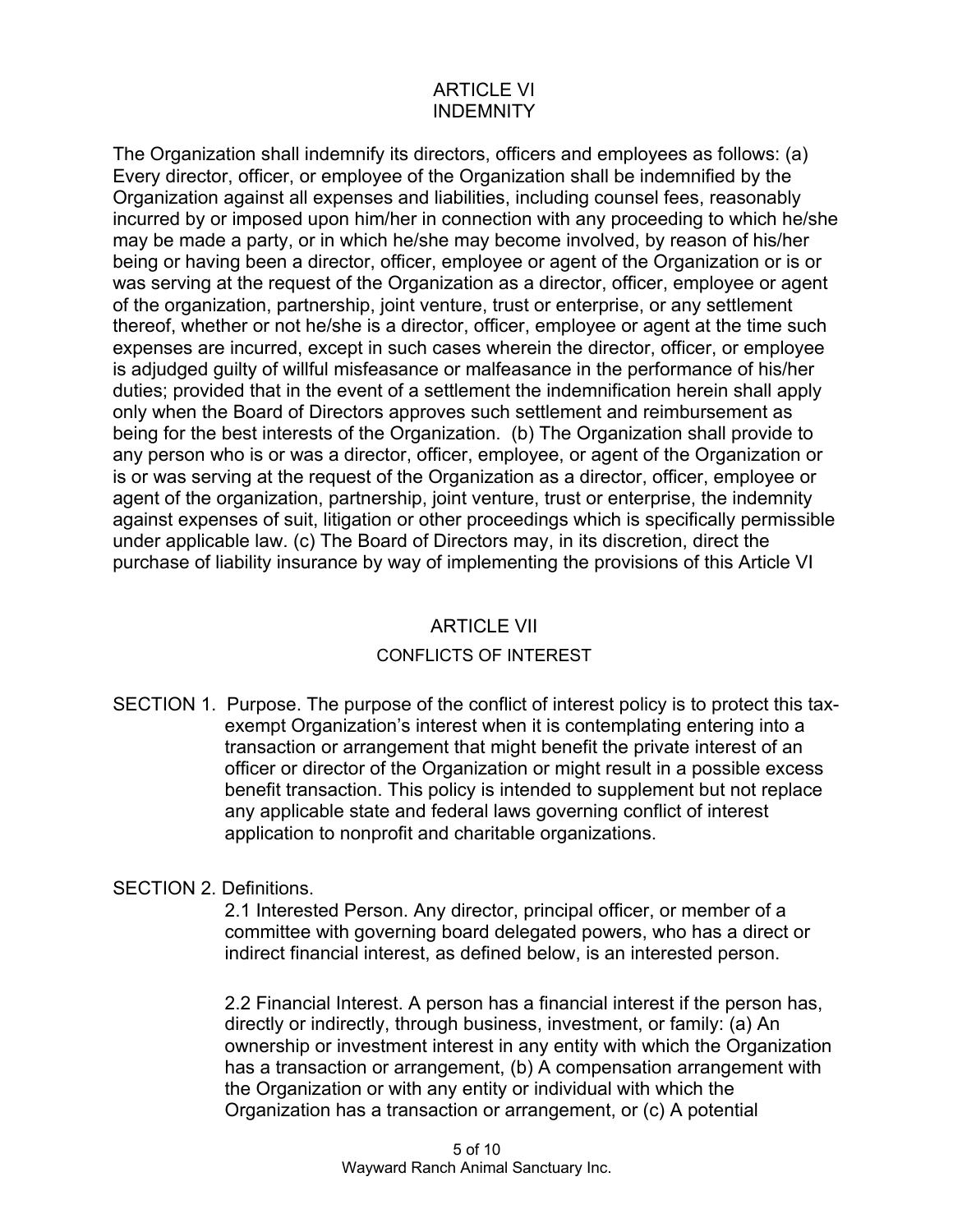# ARTICLE VI
# INDEMNITY

The Organization shall indemnify its directors, officers and employees as follows: (a) Every director, officer, or employee of the Organization shall be indemnified by the Organization against all expenses and liabilities, including counsel fees, reasonably incurred by or imposed upon him/her in connection with any proceeding to which he/she may be made a party, or in which he/she may become involved, by reason of his/her being or having been a director, officer, employee or agent of the Organization or is or was serving at the request of the Organization as a director, officer, employee or agent of the organization, partnership, joint venture, trust or enterprise, or any settlement thereof, whether or not he/she is a director, officer, employee or agent at the time such expenses are incurred, except in such cases wherein the director, officer, or employee is adjudged guilty of willful misfeasance or malfeasance in the performance of his/her duties; provided that in the event of a settlement the indemnification herein shall apply only when the Board of Directors approves such settlement and reimbursement as being for the best interests of the Organization. (b) The Organization shall provide to any person who is or was a director, officer, employee, or agent of the Organization or is or was serving at the request of the Organization as a director, officer, employee or agent of the organization, partnership, joint venture, trust or enterprise, the indemnity against expenses of suit, litigation or other proceedings which is specifically permissible under applicable law. (c) The Board of Directors may, in its discretion, direct the purchase of liability insurance by way of implementing the provisions of this Article VI

# ARTICLE VII
## CONFLICTS OF INTEREST

SECTION 1. Purpose. The purpose of the conflict of interest policy is to protect this tax-exempt Organization's interest when it is contemplating entering into a transaction or arrangement that might benefit the private interest of an officer or director of the Organization or might result in a possible excess benefit transaction. This policy is intended to supplement but not replace any applicable state and federal laws governing conflict of interest application to nonprofit and charitable organizations.

SECTION 2. Definitions.

2.1 Interested Person. Any director, principal officer, or member of a committee with governing board delegated powers, who has a direct or indirect financial interest, as defined below, is an interested person.

2.2 Financial Interest. A person has a financial interest if the person has, directly or indirectly, through business, investment, or family: (a) An ownership or investment interest in any entity with which the Organization has a transaction or arrangement, (b) A compensation arrangement with the Organization or with any entity or individual with which the Organization has a transaction or arrangement, or (c) A potential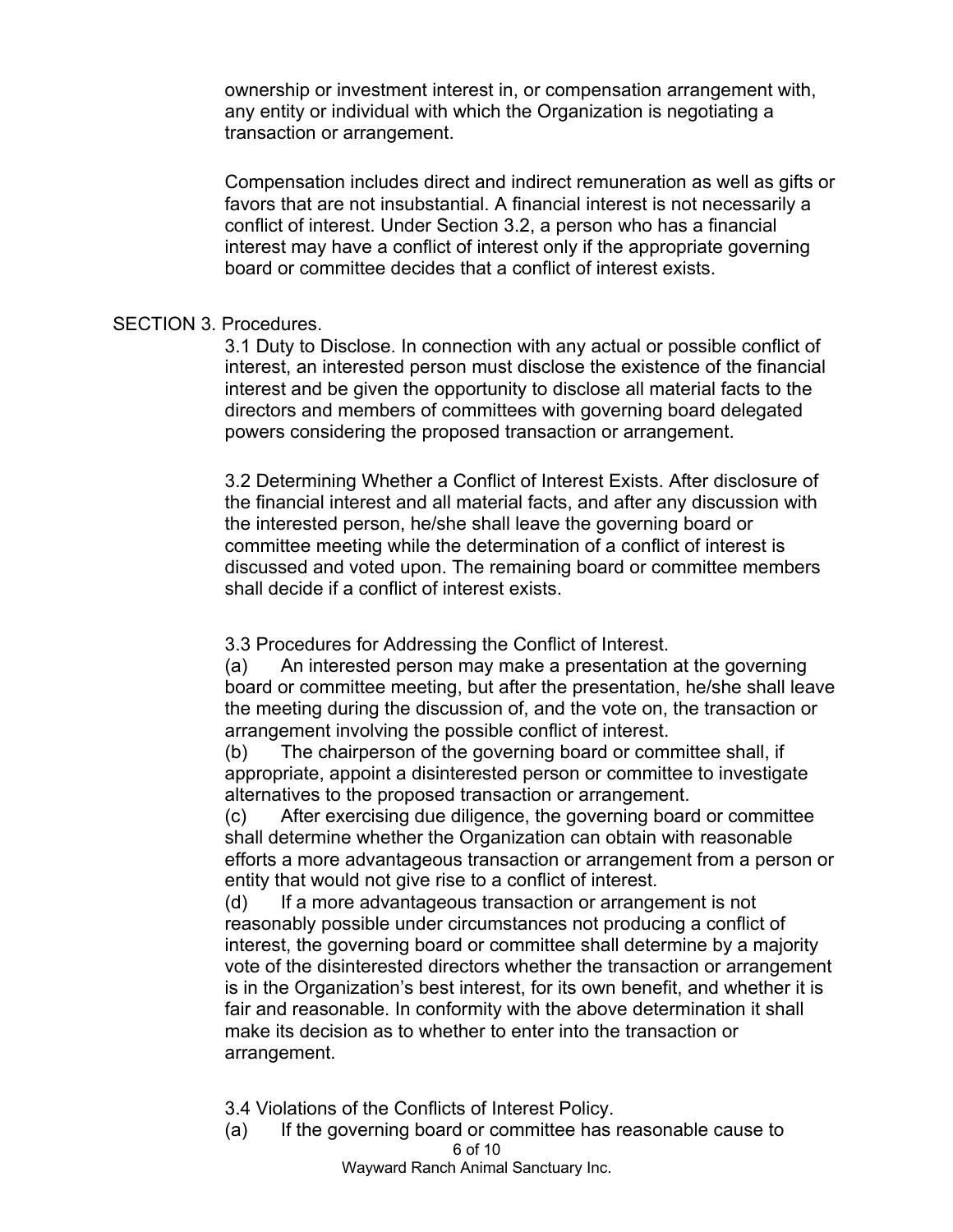ownership or investment interest in, or compensation arrangement with, any entity or individual with which the Organization is negotiating a transaction or arrangement.

Compensation includes direct and indirect remuneration as well as gifts or favors that are not insubstantial. A financial interest is not necessarily a conflict of interest. Under Section 3.2, a person who has a financial interest may have a conflict of interest only if the appropriate governing board or committee decides that a conflict of interest exists.

SECTION 3. Procedures.

3.1 Duty to Disclose. In connection with any actual or possible conflict of interest, an interested person must disclose the existence of the financial interest and be given the opportunity to disclose all material facts to the directors and members of committees with governing board delegated powers considering the proposed transaction or arrangement.

3.2 Determining Whether a Conflict of Interest Exists. After disclosure of the financial interest and all material facts, and after any discussion with the interested person, he/she shall leave the governing board or committee meeting while the determination of a conflict of interest is discussed and voted upon. The remaining board or committee members shall decide if a conflict of interest exists.

3.3 Procedures for Addressing the Conflict of Interest.

(a) An interested person may make a presentation at the governing board or committee meeting, but after the presentation, he/she shall leave the meeting during the discussion of, and the vote on, the transaction or arrangement involving the possible conflict of interest.

(b) The chairperson of the governing board or committee shall, if appropriate, appoint a disinterested person or committee to investigate alternatives to the proposed transaction or arrangement.

(c) After exercising due diligence, the governing board or committee shall determine whether the Organization can obtain with reasonable efforts a more advantageous transaction or arrangement from a person or entity that would not give rise to a conflict of interest.

(d) If a more advantageous transaction or arrangement is not reasonably possible under circumstances not producing a conflict of interest, the governing board or committee shall determine by a majority vote of the disinterested directors whether the transaction or arrangement is in the Organization's best interest, for its own benefit, and whether it is fair and reasonable. In conformity with the above determination it shall make its decision as to whether to enter into the transaction or arrangement.

3.4 Violations of the Conflicts of Interest Policy.

(a) If the governing board or committee has reasonable cause to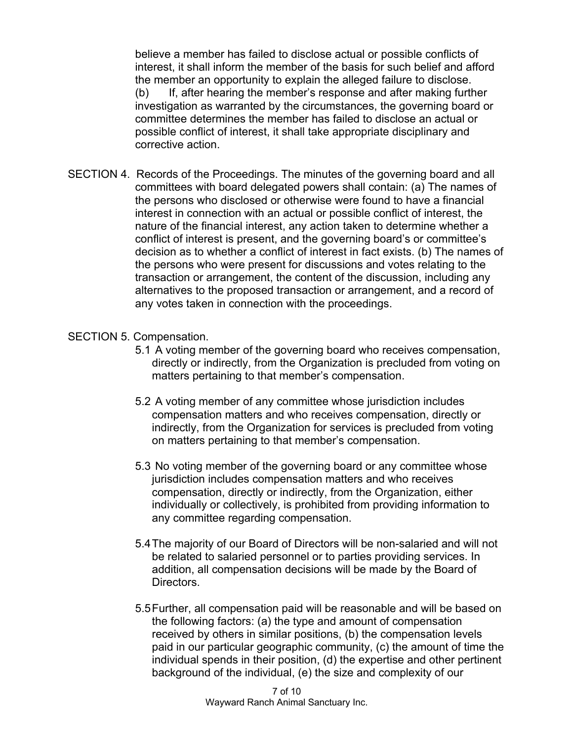believe a member has failed to disclose actual or possible conflicts of interest, it shall inform the member of the basis for such belief and afford the member an opportunity to explain the alleged failure to disclose.

(b) If, after hearing the member's response and after making further investigation as warranted by the circumstances, the governing board or committee determines the member has failed to disclose an actual or possible conflict of interest, it shall take appropriate disciplinary and corrective action.

SECTION 4. Records of the Proceedings. The minutes of the governing board and all committees with board delegated powers shall contain: (a) The names of the persons who disclosed or otherwise were found to have a financial interest in connection with an actual or possible conflict of interest, the nature of the financial interest, any action taken to determine whether a conflict of interest is present, and the governing board's or committee's decision as to whether a conflict of interest in fact exists. (b) The names of the persons who were present for discussions and votes relating to the transaction or arrangement, the content of the discussion, including any alternatives to the proposed transaction or arrangement, and a record of any votes taken in connection with the proceedings.

SECTION 5. Compensation.

5.1 A voting member of the governing board who receives compensation, directly or indirectly, from the Organization is precluded from voting on matters pertaining to that member's compensation.

5.2 A voting member of any committee whose jurisdiction includes compensation matters and who receives compensation, directly or indirectly, from the Organization for services is precluded from voting on matters pertaining to that member's compensation.

5.3 No voting member of the governing board or any committee whose jurisdiction includes compensation matters and who receives compensation, directly or indirectly, from the Organization, either individually or collectively, is prohibited from providing information to any committee regarding compensation.

5.4 The majority of our Board of Directors will be non-salaried and will not be related to salaried personnel or to parties providing services. In addition, all compensation decisions will be made by the Board of Directors.

5.5 Further, all compensation paid will be reasonable and will be based on the following factors: (a) the type and amount of compensation received by others in similar positions, (b) the compensation levels paid in our particular geographic community, (c) the amount of time the individual spends in their position, (d) the expertise and other pertinent background of the individual, (e) the size and complexity of our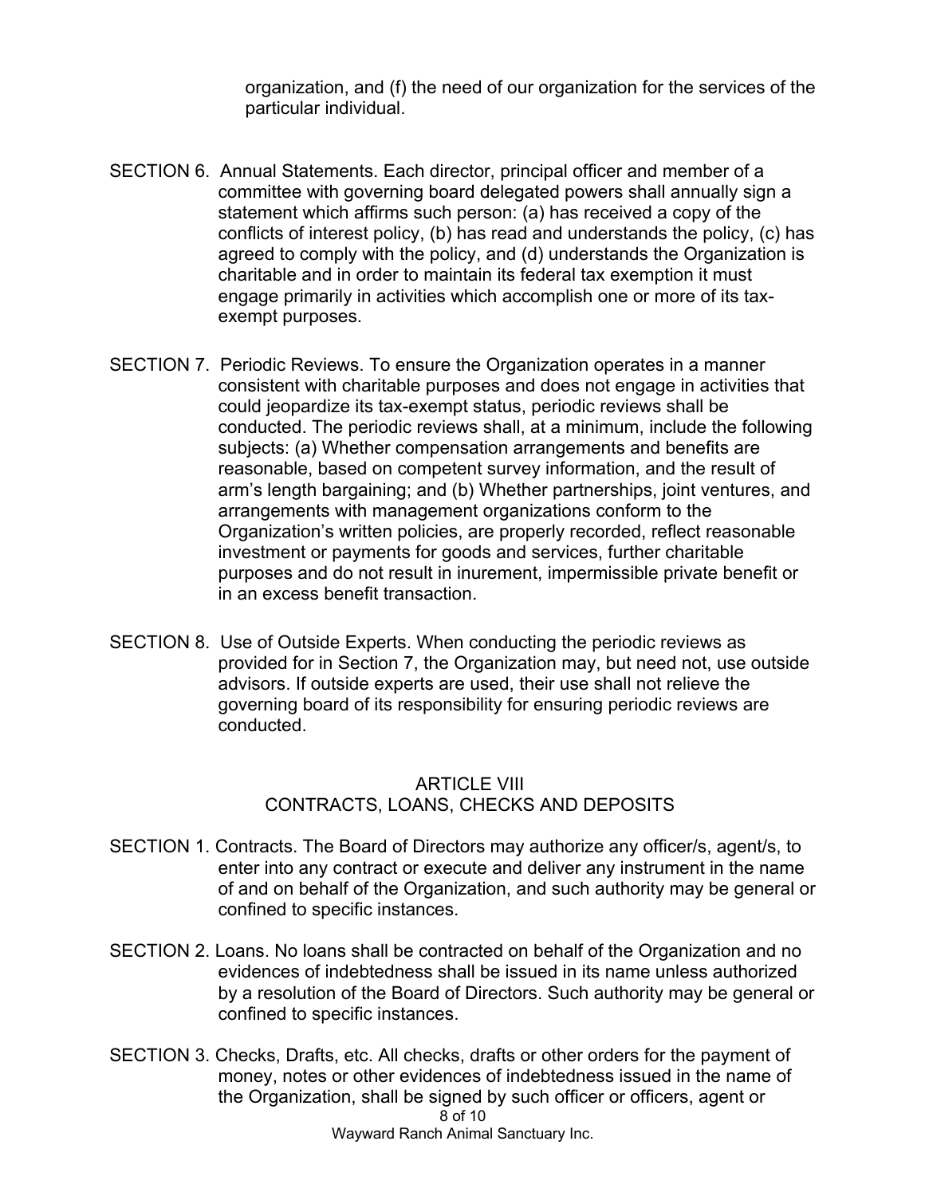organization, and (f) the need of our organization for the services of the particular individual.

SECTION 6. Annual Statements. Each director, principal officer and member of a committee with governing board delegated powers shall annually sign a statement which affirms such person: (a) has received a copy of the conflicts of interest policy, (b) has read and understands the policy, (c) has agreed to comply with the policy, and (d) understands the Organization is charitable and in order to maintain its federal tax exemption it must engage primarily in activities which accomplish one or more of its tax-exempt purposes.

SECTION 7. Periodic Reviews. To ensure the Organization operates in a manner consistent with charitable purposes and does not engage in activities that could jeopardize its tax-exempt status, periodic reviews shall be conducted. The periodic reviews shall, at a minimum, include the following subjects: (a) Whether compensation arrangements and benefits are reasonable, based on competent survey information, and the result of arm's length bargaining; and (b) Whether partnerships, joint ventures, and arrangements with management organizations conform to the Organization's written policies, are properly recorded, reflect reasonable investment or payments for goods and services, further charitable purposes and do not result in inurement, impermissible private benefit or in an excess benefit transaction.

SECTION 8. Use of Outside Experts. When conducting the periodic reviews as provided for in Section 7, the Organization may, but need not, use outside advisors. If outside experts are used, their use shall not relieve the governing board of its responsibility for ensuring periodic reviews are conducted.

## ARTICLE VIII
## CONTRACTS, LOANS, CHECKS AND DEPOSITS

SECTION 1. Contracts. The Board of Directors may authorize any officer/s, agent/s, to enter into any contract or execute and deliver any instrument in the name of and on behalf of the Organization, and such authority may be general or confined to specific instances.

SECTION 2. Loans. No loans shall be contracted on behalf of the Organization and no evidences of indebtedness shall be issued in its name unless authorized by a resolution of the Board of Directors. Such authority may be general or confined to specific instances.

SECTION 3. Checks, Drafts, etc. All checks, drafts or other orders for the payment of money, notes or other evidences of indebtedness issued in the name of the Organization, shall be signed by such officer or officers, agent or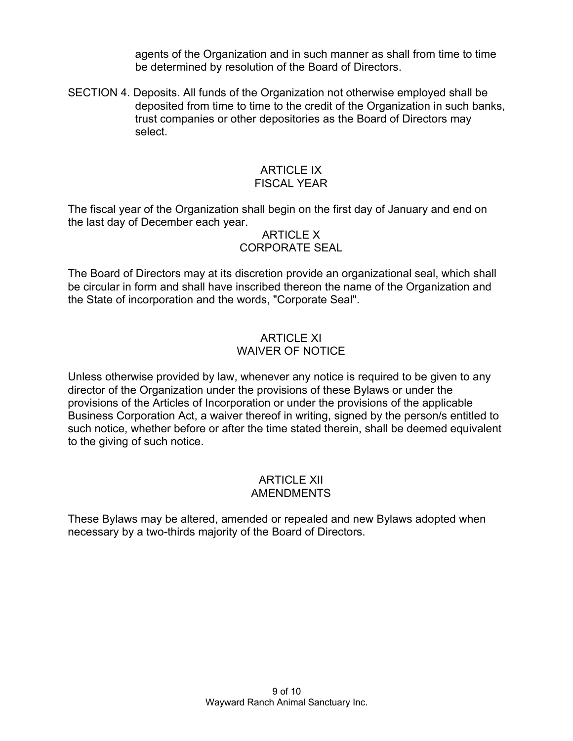agents of the Organization and in such manner as shall from time to time be determined by resolution of the Board of Directors.

SECTION 4. Deposits. All funds of the Organization not otherwise employed shall be deposited from time to time to the credit of the Organization in such banks, trust companies or other depositories as the Board of Directors may select.

## ARTICLE IX
## FISCAL YEAR

The fiscal year of the Organization shall begin on the first day of January and end on the last day of December each year.

## ARTICLE X
## CORPORATE SEAL

The Board of Directors may at its discretion provide an organizational seal, which shall be circular in form and shall have inscribed thereon the name of the Organization and the State of incorporation and the words, "Corporate Seal".

## ARTICLE XI
## WAIVER OF NOTICE

Unless otherwise provided by law, whenever any notice is required to be given to any director of the Organization under the provisions of these Bylaws or under the provisions of the Articles of Incorporation or under the provisions of the applicable Business Corporation Act, a waiver thereof in writing, signed by the person/s entitled to such notice, whether before or after the time stated therein, shall be deemed equivalent to the giving of such notice.

## ARTICLE XII
## AMENDMENTS

These Bylaws may be altered, amended or repealed and new Bylaws adopted when necessary by a two-thirds majority of the Board of Directors.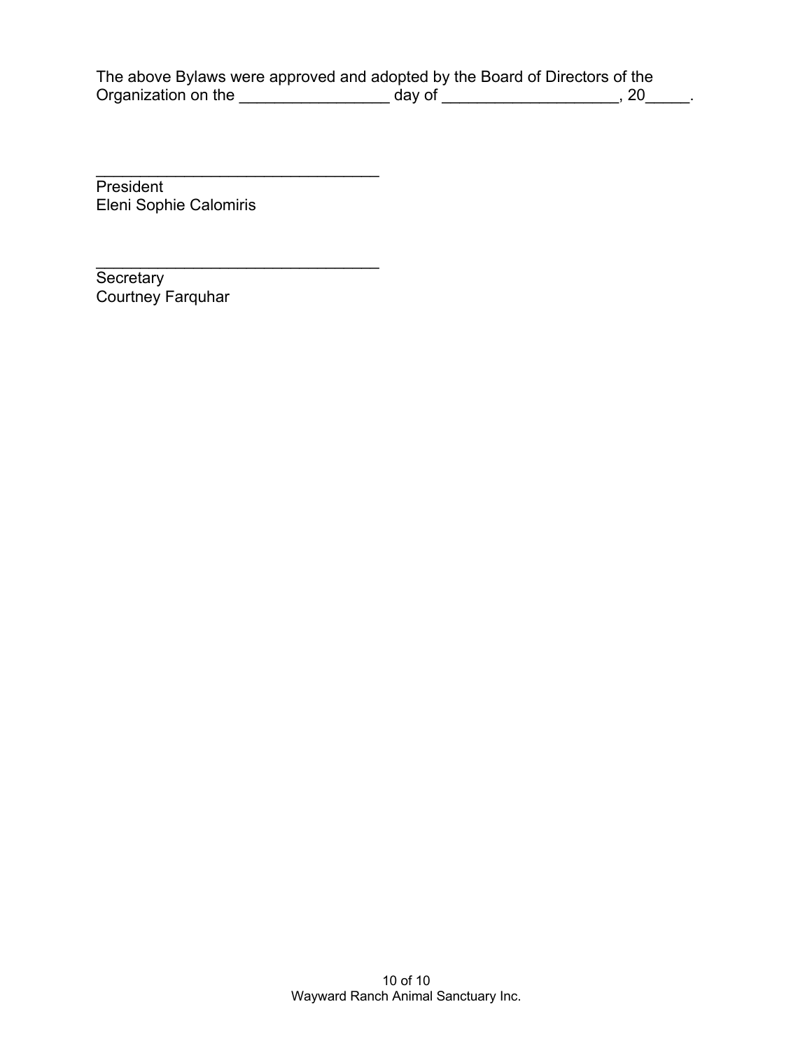The above Bylaws were approved and adopted by the Board of Directors of the Organization on the _________________ day of ____________________, 20_____.

_________________________________
President
Eleni Sophie Calomiris

_________________________________
Secretary
Courtney Farquhar